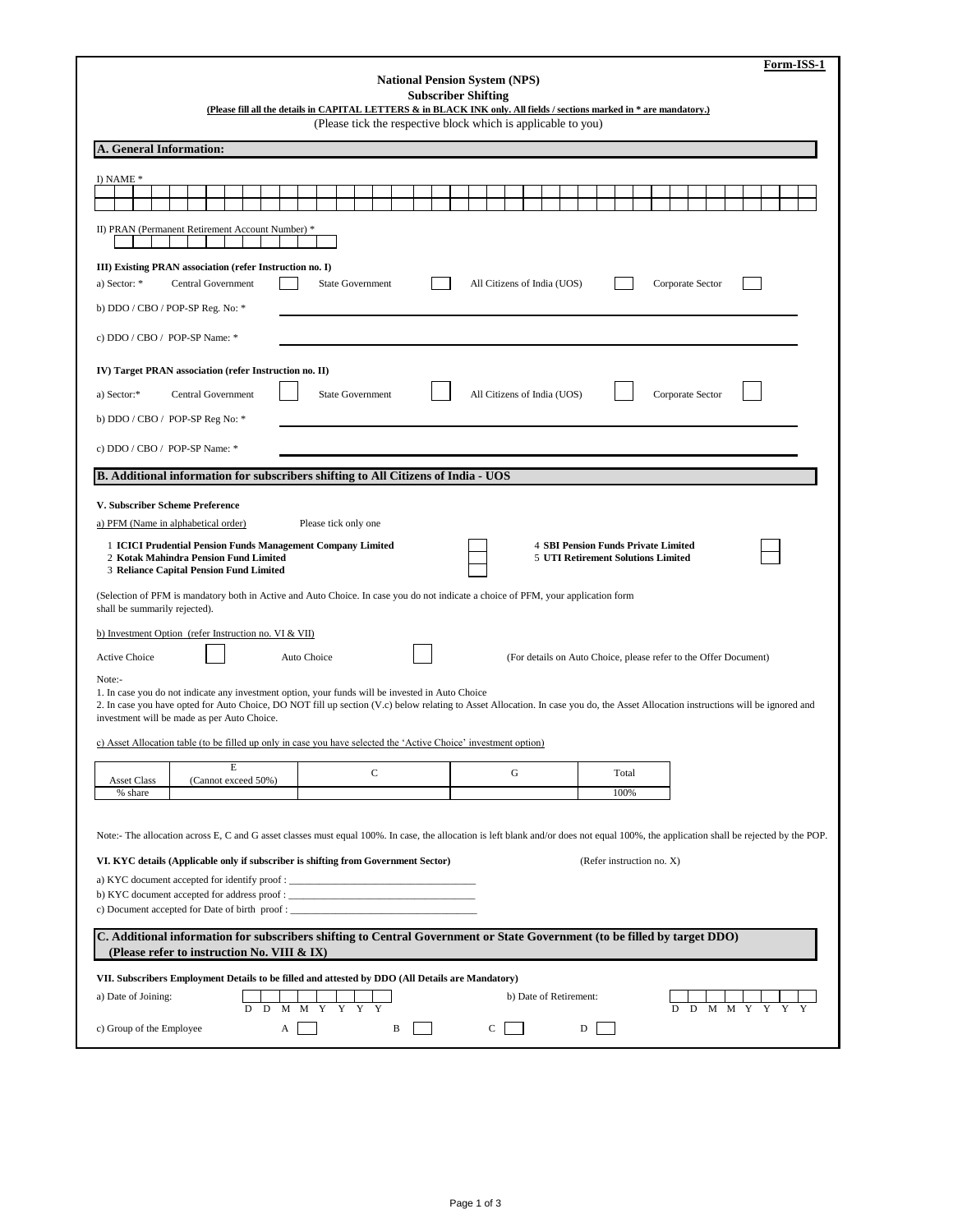Form-ISS-1

# National Pension System (NPS)
## Subscriber Shifting

**(Please fill all the details in CAPITAL LETTERS & in BLACK INK only. All fields / sections marked in * are mandatory.)**

(Please tick the respective block which is applicable to you)

## A. General Information:

I) NAME *

II) PRAN (Permanent Retirement Account Number) *

**III) Existing PRAN association (refer Instruction no. I)**

a) Sector: * Central Government ☐ State Government ☐ All Citizens of India (UOS) ☐ Corporate Sector ☐

b) DDO / CBO / POP-SP Reg. No: * ____________________

c) DDO / CBO / POP-SP Name: * ____________________

**IV) Target PRAN association (refer Instruction no. II)**

a) Sector:* Central Government ☐ State Government ☐ All Citizens of India (UOS) ☐ Corporate Sector ☐

b) DDO / CBO / POP-SP Reg No: * ____________________

c) DDO / CBO / POP-SP Name: * ____________________

## B. Additional information for subscribers shifting to All Citizens of India - UOS

**V. Subscriber Scheme Preference**

a) PFM (Name in alphabetical order) Please tick only one

1 **ICICI Prudential Pension Funds Management Company Limited** ☐
2 **Kotak Mahindra Pension Fund Limited** ☐
3 **Reliance Capital Pension Fund Limited** ☐
4 **SBI Pension Funds Private Limited** ☐
5 **UTI Retirement Solutions Limited** ☐

(Selection of PFM is mandatory both in Active and Auto Choice. In case you do not indicate a choice of PFM, your application form shall be summarily rejected).

b) Investment Option (refer Instruction no. VI & VII)

Active Choice ☐ Auto Choice ☐ (For details on Auto Choice, please refer to the Offer Document)

Note:-
1. In case you do not indicate any investment option, your funds will be invested in Auto Choice
2. In case you have opted for Auto Choice, DO NOT fill up section (V.c) below relating to Asset Allocation. In case you do, the Asset Allocation instructions will be ignored and investment will be made as per Auto Choice.

c) Asset Allocation table (to be filled up only in case you have selected the 'Active Choice' investment option)

| Asset Class | E (Cannot exceed 50%) | C | G | Total |
|---|---|---|---|---|
| % share | | | | 100% |

Note:- The allocation across E, C and G asset classes must equal 100%. In case, the allocation is left blank and/or does not equal 100%, the application shall be rejected by the POP.

**VI. KYC details (Applicable only if subscriber is shifting from Government Sector)** (Refer instruction no. X)

a) KYC document accepted for identify proof : ____________________
b) KYC document accepted for address proof : ____________________
c) Document accepted for Date of birth proof : ____________________

## C. Additional information for subscribers shifting to Central Government or State Government (to be filled by target DDO) (Please refer to instruction No. VIII & IX)

**VII. Subscribers Employment Details to be filled and attested by DDO (All Details are Mandatory)**

a) Date of Joining: D D M M Y Y Y Y

b) Date of Retirement: D D M M Y Y Y Y

c) Group of the Employee A ☐ B ☐ C ☐ D ☐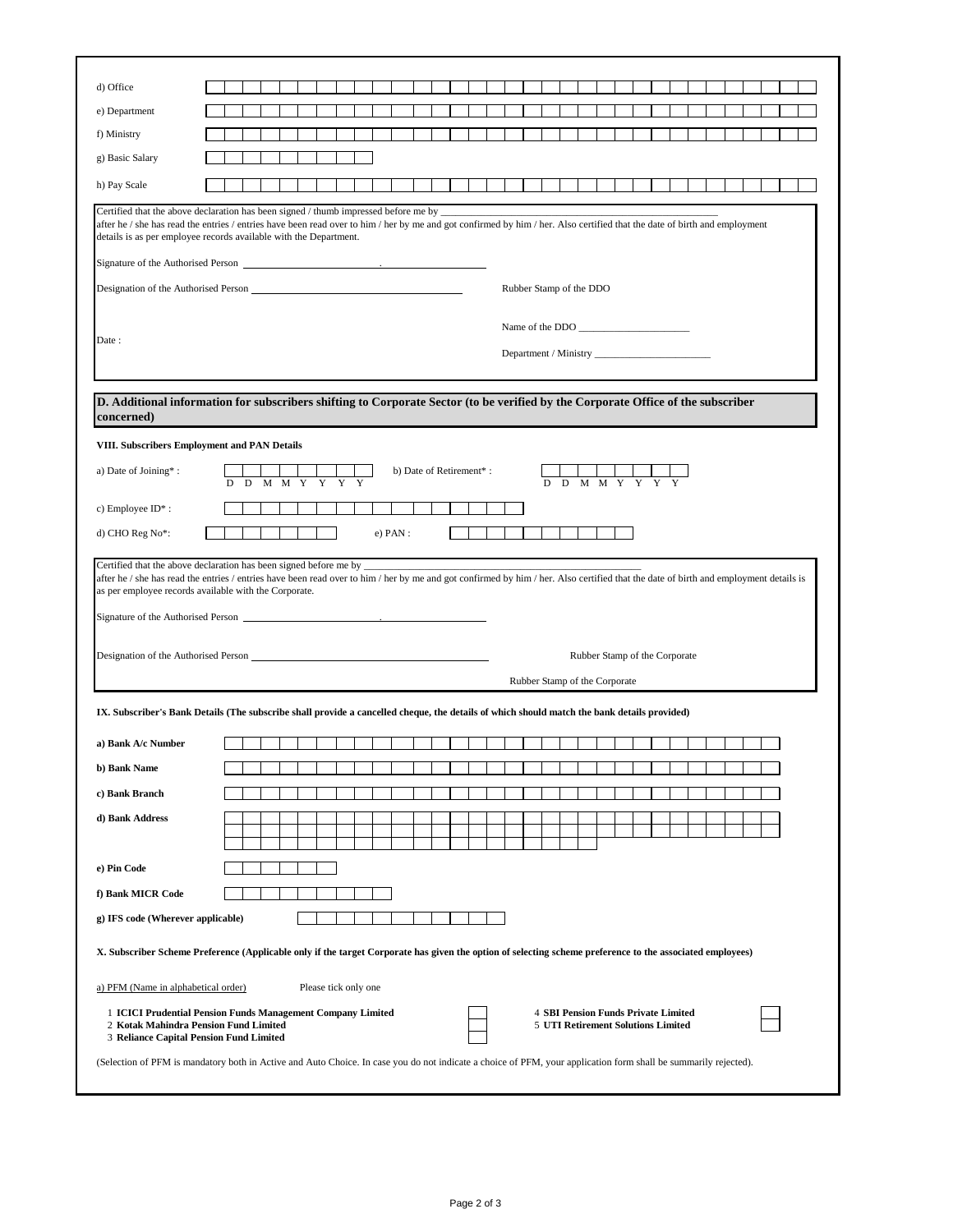d) Office

e) Department

f) Ministry

g) Basic Salary

h) Pay Scale

Certified that the above declaration has been signed / thumb impressed before me by ____________________
after he / she has read the entries / entries have been read over to him / her by me and got confirmed by him / her. Also certified that the date of birth and employment details is as per employee records available with the Department.

Signature of the Authorised Person ____________________

Designation of the Authorised Person ____________________

Rubber Stamp of the DDO

Name of the DDO ____________________

Date :

Department / Ministry ____________________

## D. Additional information for subscribers shifting to Corporate Sector (to be verified by the Corporate Office of the subscriber concerned)

**VIII. Subscribers Employment and PAN Details**

a) Date of Joining* : D D M M Y Y Y Y

b) Date of Retirement* : D D M M Y Y Y Y

c) Employee ID* :

d) CHO Reg No*:

e) PAN :

Certified that the above declaration has been signed before me by ____________________
after he / she has read the entries / entries have been read over to him / her by me and got confirmed by him / her. Also certified that the date of birth and employment details is as per employee records available with the Corporate.

Signature of the Authorised Person ____________________

Designation of the Authorised Person ____________________

Rubber Stamp of the Corporate

Rubber Stamp of the Corporate

**IX. Subscriber's Bank Details (The subscribe shall provide a cancelled cheque, the details of which should match the bank details provided)**

**a) Bank A/c Number**

**b) Bank Name**

**c) Bank Branch**

**d) Bank Address**

**e) Pin Code**

**f) Bank MICR Code**

**g) IFS code (Wherever applicable)**

**X. Subscriber Scheme Preference (Applicable only if the target Corporate has given the option of selecting scheme preference to the associated employees)**

a) PFM (Name in alphabetical order) Please tick only one

1 **ICICI Prudential Pension Funds Management Company Limited**
2 **Kotak Mahindra Pension Fund Limited**
3 **Reliance Capital Pension Fund Limited**
4 **SBI Pension Funds Private Limited**
5 **UTI Retirement Solutions Limited**

(Selection of PFM is mandatory both in Active and Auto Choice. In case you do not indicate a choice of PFM, your application form shall be summarily rejected).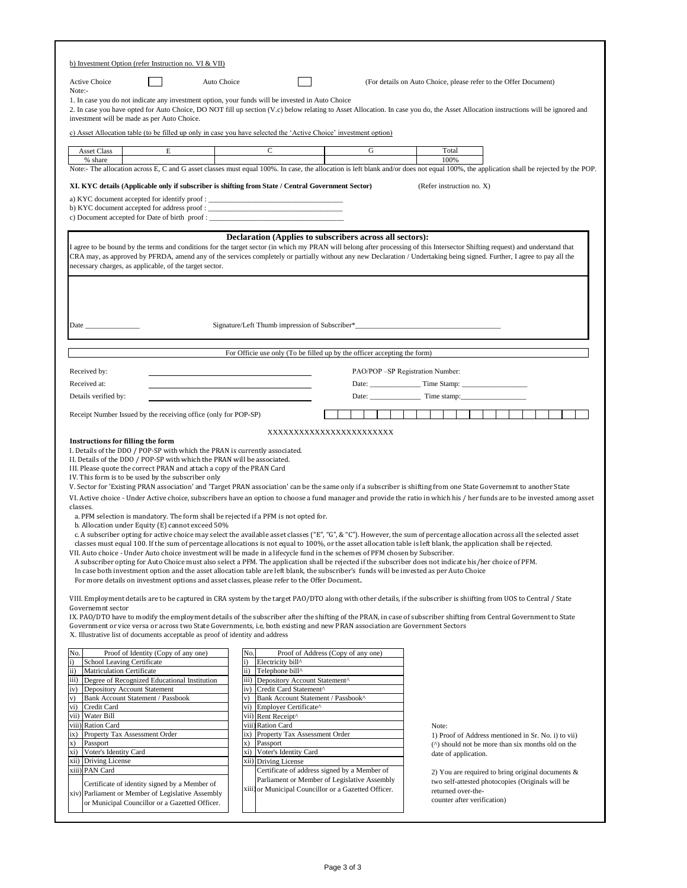b) Investment Option (refer Instruction no. VI & VII)

Active Choice ☐ Auto Choice ☐ (For details on Auto Choice, please refer to the Offer Document)

Note:-

1. In case you do not indicate any investment option, your funds will be invested in Auto Choice
2. In case you have opted for Auto Choice, DO NOT fill up section (V.c) below relating to Asset Allocation. In case you do, the Asset Allocation instructions will be ignored and investment will be made as per Auto Choice.

c) Asset Allocation table (to be filled up only in case you have selected the 'Active Choice' investment option)

| Asset Class | E | C | G | Total |
|---|---|---|---|---|
| % share | | | | 100% |

Note:- The allocation across E, C and G asset classes must equal 100%. In case, the allocation is left blank and/or does not equal 100%, the application shall be rejected by the POP.

**XI. KYC details (Applicable only if subscriber is shifting from State / Central Government Sector)** (Refer instruction no. X)

a) KYC document accepted for identify proof : ____________________

b) KYC document accepted for address proof : ____________________

c) Document accepted for Date of birth proof : ____________________

**Declaration (Applies to subscribers across all sectors):**

I agree to be bound by the terms and conditions for the target sector (in which my PRAN will belong after processing of this Intersector Shifting request) and understand that CRA may, as approved by PFRDA, amend any of the services completely or partially without any new Declaration / Undertaking being signed. Further, I agree to pay all the necessary charges, as applicable, of the target sector.

Date ____________ Signature/Left Thumb impression of Subscriber*____________________

For Officie use only (To be filled up by the officer accepting the form)

Received by: ____________________ PAO/POP –SP Registration Number:

Received at: ____________________ Date: ____________ Time Stamp: ____________

Details verified by: ____________________ Date: ____________ Time stamp: ____________

Receipt Number Issued by the receiving office (only for POP-SP) ☐☐☐☐☐☐☐☐☐☐☐☐☐☐☐☐☐☐☐☐☐☐

XXXXXXXXXXXXXXXXXXXXXXX

**Instructions for filling the form**

I. Details of the DDO / POP-SP with which the PRAN is currently associated.

II. Details of the DDO / POP-SP with which the PRAN will be associated.

III. Please quote the correct PRAN and attach a copy of the PRAN Card

IV. This form is to be used by the subscriber only

V. Sector for 'Existing PRAN association' and 'Target PRAN association' can be the same only if a subscriber is shifting from one State Governemnt to another State

VI. Active choice - Under Active choice, subscribers have an option to choose a fund manager and provide the ratio in which his / her funds are to be invested among asset classes.

a. PFM selection is mandatory. The form shall be rejected if a PFM is not opted for.

b. Allocation under Equity (E) cannot exceed 50%

c. A subscriber opting for active choice may select the available asset classes ("E", "G", & "C"). However, the sum of percentage allocation across all the selected asset classes must equal 100. If the sum of percentage allocations is not equal to 100%, or the asset allocation table is left blank, the application shall be rejected.

VII. Auto choice - Under Auto choice investment will be made in a lifecycle fund in the schemes of PFM chosen by Subscriber.

A subscriber opting for Auto Choice must also select a PFM. The application shall be rejected if the subscriber does not indicate his/her choice of PFM.

In case both investment option and the asset allocation table are left blank, the subscriber's funds will be invested as per Auto Choice

For more details on investment options and asset classes, please refer to the Offer Document..

VIII. Employment details are to be captured in CRA system by the target PAO/DTO along with other details, if the subscriber is shiifting from UOS to Central / State Governemnt sector

IX. PAO/DTO have to modify the employment details of the subscriber after the shifting of the PRAN, in case of subscriber shifting from Central Government to State Government or vice versa or across two State Governments, i.e, both existing and new PRAN association are Government Sectors

X. Illustrative list of documents acceptable as proof of identity and address

| No. | Proof of Identity (Copy of any one) |
|---|---|
| i) | School Leaving Certificate |
| ii) | Matriculation Certificate |
| iii) | Degree of Recognized Educational Institution |
| iv) | Depository Account Statement |
| v) | Bank Account Statement / Passbook |
| vi) | Credit Card |
| vii) | Water Bill |
| viii) | Ration Card |
| ix) | Property Tax Assessment Order |
| x) | Passport |
| xi) | Voter's Identity Card |
| xii) | Driving License |
| xiii) | PAN Card |
| xiv) | Certificate of identity signed by a Member of Parliament or Member of Legislative Assembly or Municipal Councillor or a Gazetted Officer. |

| No. | Proof of Address (Copy of any one) |
|---|---|
| i) | Electricity bill^ |
| ii) | Telephone bill^ |
| iii) | Depository Account Statement^ |
| iv) | Credit Card Statement^ |
| v) | Bank Account Statement / Passbook^ |
| vi) | Employer Certificate^ |
| vii) | Rent Receipt^ |
| viii) | Ration Card |
| ix) | Property Tax Assessment Order |
| x) | Passport |
| xi) | Voter's Identity Card |
| xii) | Driving License |
| xiii) | Certificate of address signed by a Member of Parliament or Member of Legislative Assembly or Municipal Councillor or a Gazetted Officer. |

Note:

1) Proof of Address mentioned in Sr. No. i) to vii) (^) should not be more than six months old on the date of application.

2) You are required to bring original documents & two self-attested photocopies (Originals will be returned over-the-counter after verification)